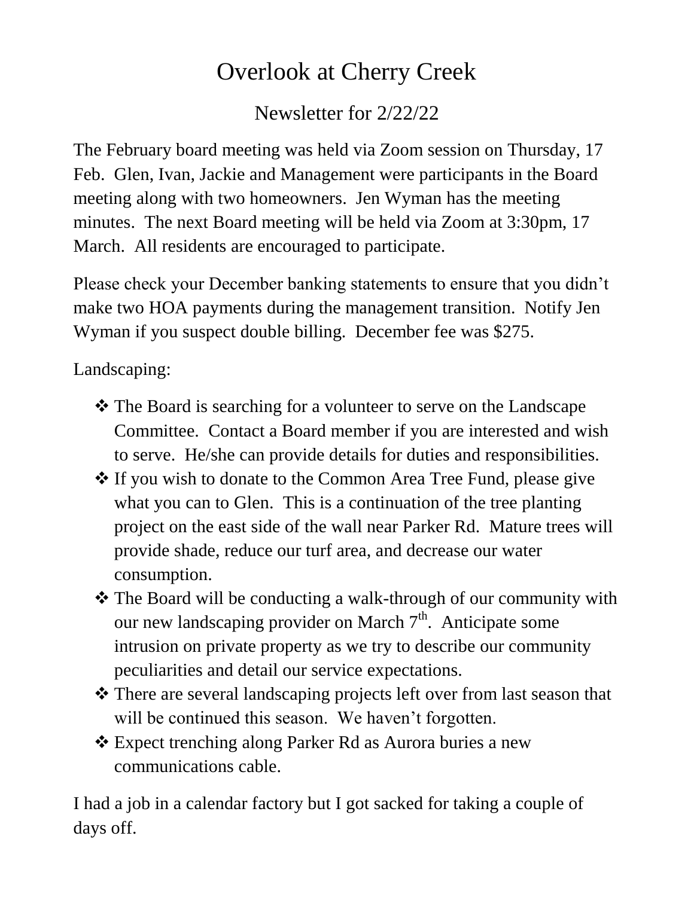# Overlook at Cherry Creek

## Newsletter for 2/22/22

The February board meeting was held via Zoom session on Thursday, 17 Feb. Glen, Ivan, Jackie and Management were participants in the Board meeting along with two homeowners. Jen Wyman has the meeting minutes. The next Board meeting will be held via Zoom at 3:30pm, 17 March. All residents are encouraged to participate.

Please check your December banking statements to ensure that you didn't make two HOA payments during the management transition. Notify Jen Wyman if you suspect double billing. December fee was $275.

Landscaping:

- The Board is searching for a volunteer to serve on the Landscape Committee. Contact a Board member if you are interested and wish to serve. He/she can provide details for duties and responsibilities.
- If you wish to donate to the Common Area Tree Fund, please give what you can to Glen. This is a continuation of the tree planting project on the east side of the wall near Parker Rd. Mature trees will provide shade, reduce our turf area, and decrease our water consumption.
- The Board will be conducting a walk-through of our community with our new landscaping provider on March 7th. Anticipate some intrusion on private property as we try to describe our community peculiarities and detail our service expectations.
- There are several landscaping projects left over from last season that will be continued this season. We haven't forgotten.
- Expect trenching along Parker Rd as Aurora buries a new communications cable.

I had a job in a calendar factory but I got sacked for taking a couple of days off.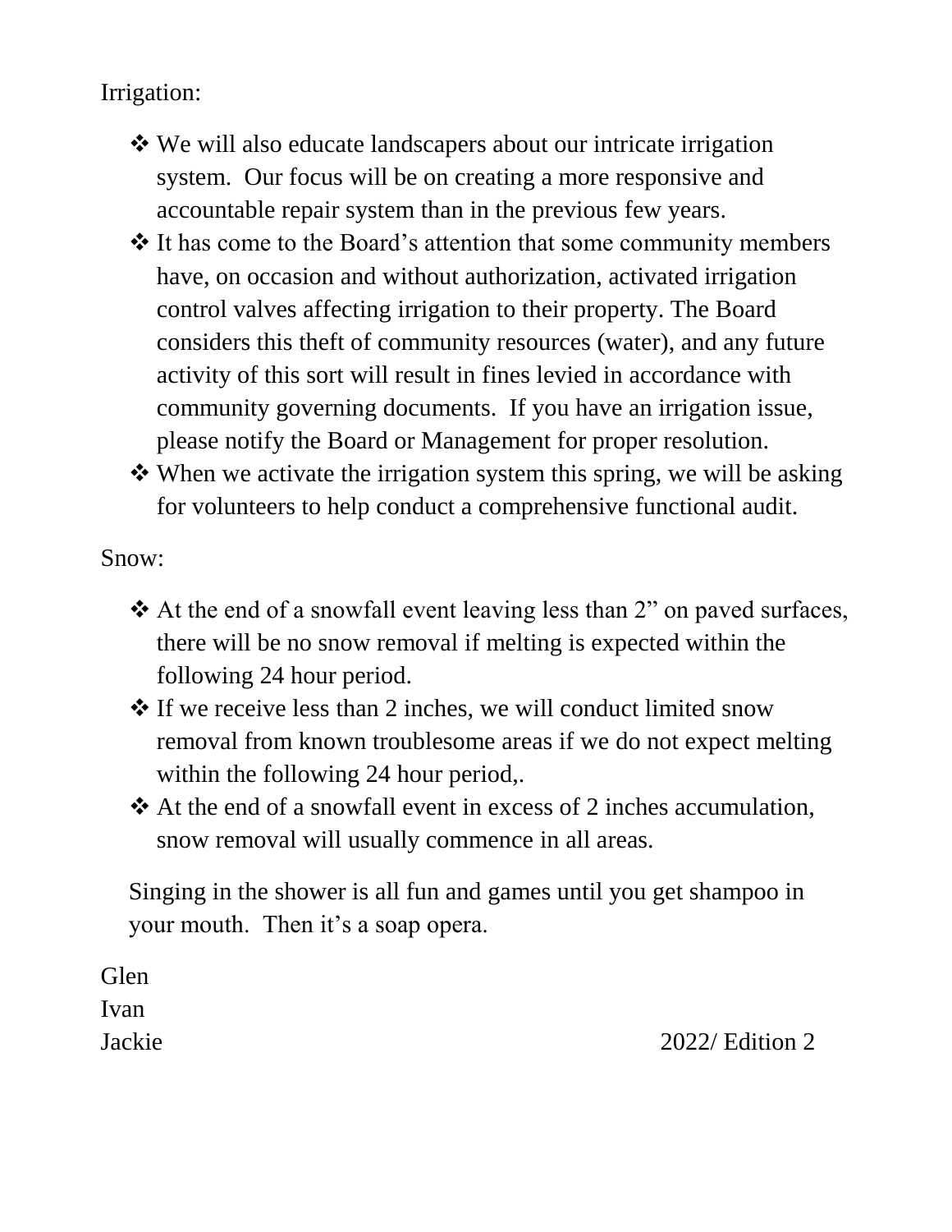Irrigation:

- We will also educate landscapers about our intricate irrigation system. Our focus will be on creating a more responsive and accountable repair system than in the previous few years.
- It has come to the Board's attention that some community members have, on occasion and without authorization, activated irrigation control valves affecting irrigation to their property. The Board considers this theft of community resources (water), and any future activity of this sort will result in fines levied in accordance with community governing documents. If you have an irrigation issue, please notify the Board or Management for proper resolution.
- When we activate the irrigation system this spring, we will be asking for volunteers to help conduct a comprehensive functional audit.

Snow:

- At the end of a snowfall event leaving less than 2" on paved surfaces, there will be no snow removal if melting is expected within the following 24 hour period.
- If we receive less than 2 inches, we will conduct limited snow removal from known troublesome areas if we do not expect melting within the following 24 hour period,.
- At the end of a snowfall event in excess of 2 inches accumulation, snow removal will usually commence in all areas.

Singing in the shower is all fun and games until you get shampoo in your mouth. Then it's a soap opera.

Glen
Ivan
Jackie

2022/ Edition 2